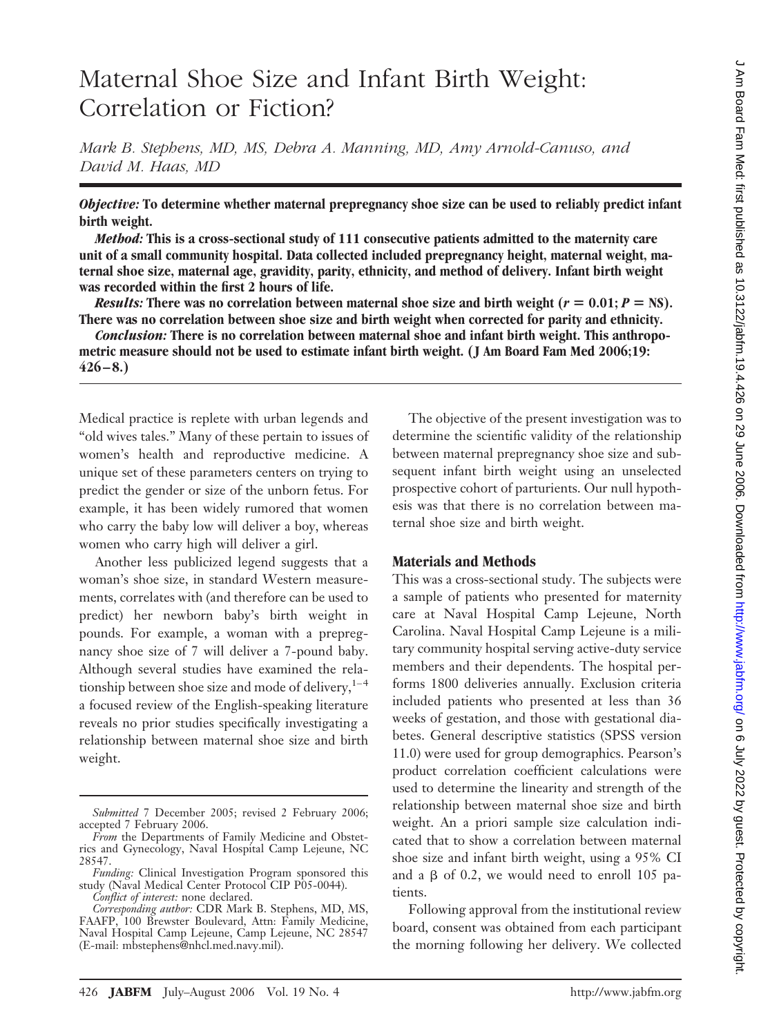# Maternal Shoe Size and Infant Birth Weight: Correlation or Fiction?

*Mark B. Stephens, MD, MS, Debra A. Manning, MD, Amy Arnold-Canuso, and David M. Haas, MD*

***Objective:*** **To determine whether maternal prepregnancy shoe size can be used to reliably predict infant birth weight.**

***Method:*** **This is a cross-sectional study of 111 consecutive patients admitted to the maternity care unit of a small community hospital. Data collected included prepregnancy height, maternal weight, maternal shoe size, maternal age, gravidity, parity, ethnicity, and method of delivery. Infant birth weight was recorded within the first 2 hours of life.**

***Results:*** **There was no correlation between maternal shoe size and birth weight ($r = 0.01$; $P =$ NS). There was no correlation between shoe size and birth weight when corrected for parity and ethnicity.**

***Conclusion:*** **There is no correlation between maternal shoe and infant birth weight. This anthropometric measure should not be used to estimate infant birth weight. (J Am Board Fam Med 2006;19: 426–8.)**

Medical practice is replete with urban legends and "old wives tales." Many of these pertain to issues of women's health and reproductive medicine. A unique set of these parameters centers on trying to predict the gender or size of the unborn fetus. For example, it has been widely rumored that women who carry the baby low will deliver a boy, whereas women who carry high will deliver a girl.

Another less publicized legend suggests that a woman's shoe size, in standard Western measurements, correlates with (and therefore can be used to predict) her newborn baby's birth weight in pounds. For example, a woman with a prepregnancy shoe size of 7 will deliver a 7-pound baby. Although several studies have examined the relationship between shoe size and mode of delivery,[1–4] a focused review of the English-speaking literature reveals no prior studies specifically investigating a relationship between maternal shoe size and birth weight.

The objective of the present investigation was to determine the scientific validity of the relationship between maternal prepregnancy shoe size and subsequent infant birth weight using an unselected prospective cohort of parturients. Our null hypothesis was that there is no correlation between maternal shoe size and birth weight.

## Materials and Methods

This was a cross-sectional study. The subjects were a sample of patients who presented for maternity care at Naval Hospital Camp Lejeune, North Carolina. Naval Hospital Camp Lejeune is a military community hospital serving active-duty service members and their dependents. The hospital performs 1800 deliveries annually. Exclusion criteria included patients who presented at less than 36 weeks of gestation, and those with gestational diabetes. General descriptive statistics (SPSS version 11.0) were used for group demographics. Pearson's product correlation coefficient calculations were used to determine the linearity and strength of the relationship between maternal shoe size and birth weight. An a priori sample size calculation indicated that to show a correlation between maternal shoe size and infant birth weight, using a 95% CI and a $\beta$ of 0.2, we would need to enroll 105 patients.

Following approval from the institutional review board, consent was obtained from each participant the morning following her delivery. We collected

*Submitted* 7 December 2005; revised 2 February 2006; accepted 7 February 2006.

*From* the Departments of Family Medicine and Obstetrics and Gynecology, Naval Hospital Camp Lejeune, NC 28547.

*Funding:* Clinical Investigation Program sponsored this study (Naval Medical Center Protocol CIP P05-0044).

*Conflict of interest:* none declared.

*Corresponding author:* CDR Mark B. Stephens, MD, MS, FAAFP, 100 Brewster Boulevard, Attn: Family Medicine, Naval Hospital Camp Lejeune, Camp Lejeune, NC 28547 (E-mail: mbstephens@nhcl.med.navy.mil).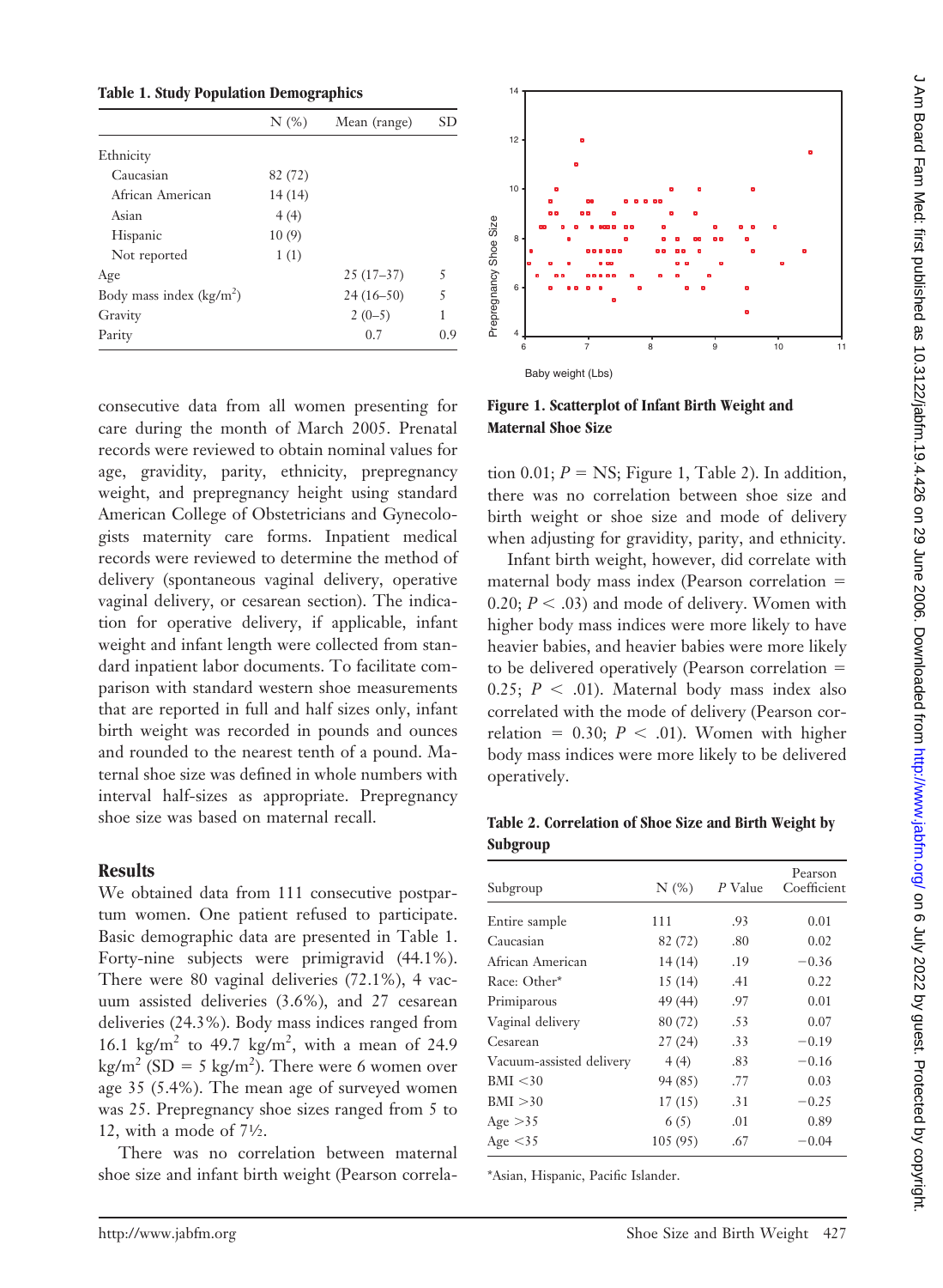**Table 1. Study Population Demographics**

| | N (%) | Mean (range) | SD |
|---|---|---|---|
| Ethnicity | | | |
| Caucasian | 82 (72) | | |
| African American | 14 (14) | | |
| Asian | 4 (4) | | |
| Hispanic | 10 (9) | | |
| Not reported | 1 (1) | | |
| Age | | 25 (17–37) | 5 |
| Body mass index (kg/m$^2$) | | 24 (16–50) | 5 |
| Gravity | | 2 (0–5) | 1 |
| Parity | | 0.7 | 0.9 |

consecutive data from all women presenting for care during the month of March 2005. Prenatal records were reviewed to obtain nominal values for age, gravidity, parity, ethnicity, prepregnancy weight, and prepregnancy height using standard American College of Obstetricians and Gynecologists maternity care forms. Inpatient medical records were reviewed to determine the method of delivery (spontaneous vaginal delivery, operative vaginal delivery, or cesarean section). The indication for operative delivery, if applicable, infant weight and infant length were collected from standard inpatient labor documents. To facilitate comparison with standard western shoe measurements that are reported in full and half sizes only, infant birth weight was recorded in pounds and ounces and rounded to the nearest tenth of a pound. Maternal shoe size was defined in whole numbers with interval half-sizes as appropriate. Prepregnancy shoe size was based on maternal recall.

## Results

We obtained data from 111 consecutive postpartum women. One patient refused to participate. Basic demographic data are presented in Table 1. Forty-nine subjects were primigravid (44.1%). There were 80 vaginal deliveries (72.1%), 4 vacuum assisted deliveries (3.6%), and 27 cesarean deliveries (24.3%). Body mass indices ranged from 16.1 kg/m$^2$ to 49.7 kg/m$^2$, with a mean of 24.9 kg/m$^2$ (SD = 5 kg/m$^2$). There were 6 women over age 35 (5.4%). The mean age of surveyed women was 25. Prepregnancy shoe sizes ranged from 5 to 12, with a mode of 7½.

There was no correlation between maternal shoe size and infant birth weight (Pearson correlation 0.01; $P$ = NS; Figure 1, Table 2). In addition, there was no correlation between shoe size and birth weight or shoe size and mode of delivery when adjusting for gravidity, parity, and ethnicity.

Infant birth weight, however, did correlate with maternal body mass index (Pearson correlation = 0.20; $P < .03$) and mode of delivery. Women with higher body mass indices were more likely to have heavier babies, and heavier babies were more likely to be delivered operatively (Pearson correlation = 0.25; $P < .01$). Maternal body mass index also correlated with the mode of delivery (Pearson correlation = 0.30; $P < .01$). Women with higher body mass indices were more likely to be delivered operatively.

Prepregnancy Shoe Size

Baby weight (Lbs)

14
12
10
8
6
4

6
7
8
9
10
11

**Figure 1. Scatterplot of Infant Birth Weight and Maternal Shoe Size**

**Table 2. Correlation of Shoe Size and Birth Weight by Subgroup**

| Subgroup | N (%) | $P$ Value | Pearson Coefficient |
|---|---|---|---|
| Entire sample | 111 | .93 | 0.01 |
| Caucasian | 82 (72) | .80 | 0.02 |
| African American | 14 (14) | .19 | −0.36 |
| Race: Other* | 15 (14) | .41 | 0.22 |
| Primiparous | 49 (44) | .97 | 0.01 |
| Vaginal delivery | 80 (72) | .53 | 0.07 |
| Cesarean | 27 (24) | .33 | −0.19 |
| Vacuum-assisted delivery | 4 (4) | .83 | −0.16 |
| BMI <30 | 94 (85) | .77 | 0.03 |
| BMI >30 | 17 (15) | .31 | −0.25 |
| Age >35 | 6 (5) | .01 | 0.89 |
| Age <35 | 105 (95) | .67 | −0.04 |

*Asian, Hispanic, Pacific Islander.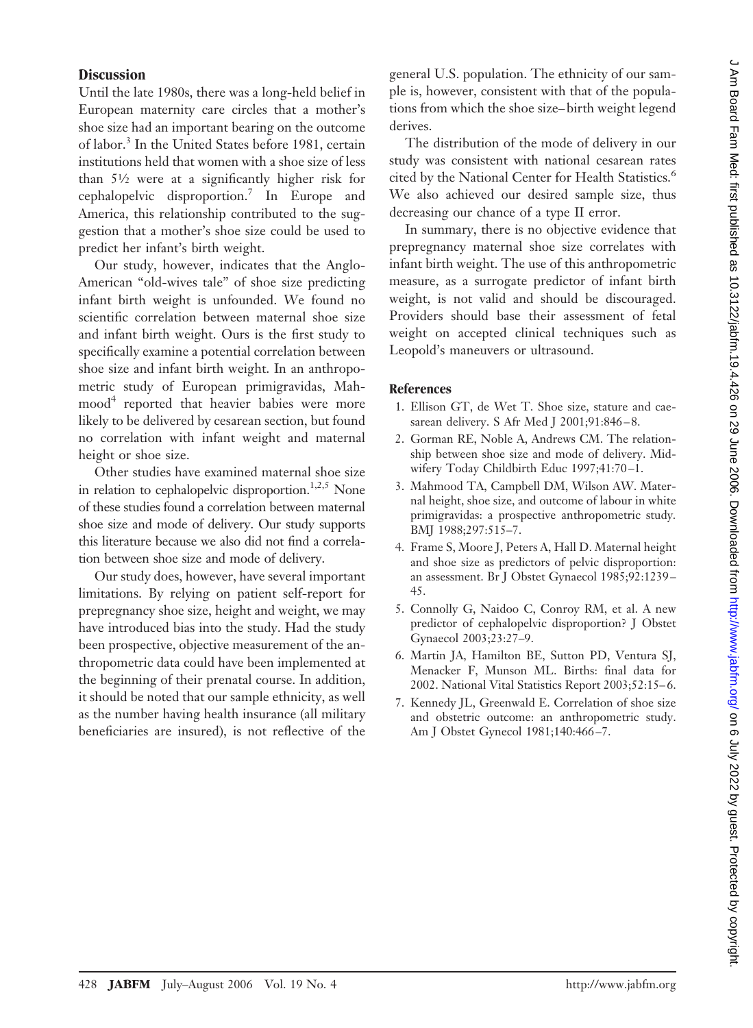## Discussion

Until the late 1980s, there was a long-held belief in European maternity care circles that a mother's shoe size had an important bearing on the outcome of labor.[3] In the United States before 1981, certain institutions held that women with a shoe size of less than 5½ were at a significantly higher risk for cephalopelvic disproportion.[7] In Europe and America, this relationship contributed to the suggestion that a mother's shoe size could be used to predict her infant's birth weight.

Our study, however, indicates that the Anglo-American "old-wives tale" of shoe size predicting infant birth weight is unfounded. We found no scientific correlation between maternal shoe size and infant birth weight. Ours is the first study to specifically examine a potential correlation between shoe size and infant birth weight. In an anthropometric study of European primigravidas, Mahmood[4] reported that heavier babies were more likely to be delivered by cesarean section, but found no correlation with infant weight and maternal height or shoe size.

Other studies have examined maternal shoe size in relation to cephalopelvic disproportion.[1,2,5] None of these studies found a correlation between maternal shoe size and mode of delivery. Our study supports this literature because we also did not find a correlation between shoe size and mode of delivery.

Our study does, however, have several important limitations. By relying on patient self-report for prepregnancy shoe size, height and weight, we may have introduced bias into the study. Had the study been prospective, objective measurement of the anthropometric data could have been implemented at the beginning of their prenatal course. In addition, it should be noted that our sample ethnicity, as well as the number having health insurance (all military beneficiaries are insured), is not reflective of the general U.S. population. The ethnicity of our sample is, however, consistent with that of the populations from which the shoe size–birth weight legend derives.

The distribution of the mode of delivery in our study was consistent with national cesarean rates cited by the National Center for Health Statistics.[6] We also achieved our desired sample size, thus decreasing our chance of a type II error.

In summary, there is no objective evidence that prepregnancy maternal shoe size correlates with infant birth weight. The use of this anthropometric measure, as a surrogate predictor of infant birth weight, is not valid and should be discouraged. Providers should base their assessment of fetal weight on accepted clinical techniques such as Leopold's maneuvers or ultrasound.

## References

1. Ellison GT, de Wet T. Shoe size, stature and caesarean delivery. S Afr Med J 2001;91:846–8.
2. Gorman RE, Noble A, Andrews CM. The relationship between shoe size and mode of delivery. Midwifery Today Childbirth Educ 1997;41:70–1.
3. Mahmood TA, Campbell DM, Wilson AW. Maternal height, shoe size, and outcome of labour in white primigravidas: a prospective anthropometric study. BMJ 1988;297:515–7.
4. Frame S, Moore J, Peters A, Hall D. Maternal height and shoe size as predictors of pelvic disproportion: an assessment. Br J Obstet Gynaecol 1985;92:1239–45.
5. Connolly G, Naidoo C, Conroy RM, et al. A new predictor of cephalopelvic disproportion? J Obstet Gynaecol 2003;23:27–9.
6. Martin JA, Hamilton BE, Sutton PD, Ventura SJ, Menacker F, Munson ML. Births: final data for 2002. National Vital Statistics Report 2003;52:15–6.
7. Kennedy JL, Greenwald E. Correlation of shoe size and obstetric outcome: an anthropometric study. Am J Obstet Gynecol 1981;140:466–7.